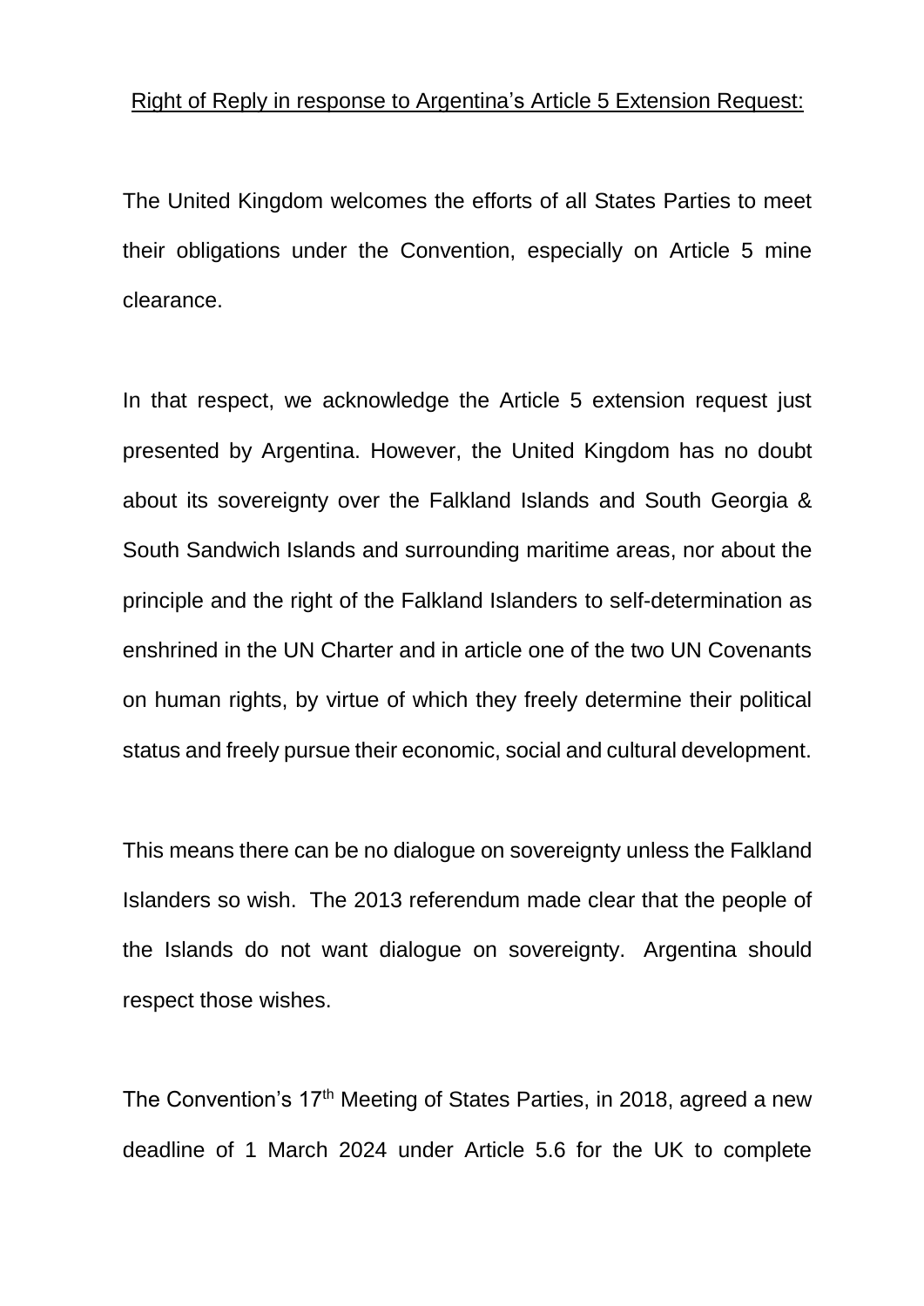Right of Reply in response to Argentina's Article 5 Extension Request:

The United Kingdom welcomes the efforts of all States Parties to meet their obligations under the Convention, especially on Article 5 mine clearance.

In that respect, we acknowledge the Article 5 extension request just presented by Argentina. However, the United Kingdom has no doubt about its sovereignty over the Falkland Islands and South Georgia & South Sandwich Islands and surrounding maritime areas, nor about the principle and the right of the Falkland Islanders to self-determination as enshrined in the UN Charter and in article one of the two UN Covenants on human rights, by virtue of which they freely determine their political status and freely pursue their economic, social and cultural development.

This means there can be no dialogue on sovereignty unless the Falkland Islanders so wish. The 2013 referendum made clear that the people of the Islands do not want dialogue on sovereignty. Argentina should respect those wishes.

The Convention's 17th Meeting of States Parties, in 2018, agreed a new deadline of 1 March 2024 under Article 5.6 for the UK to complete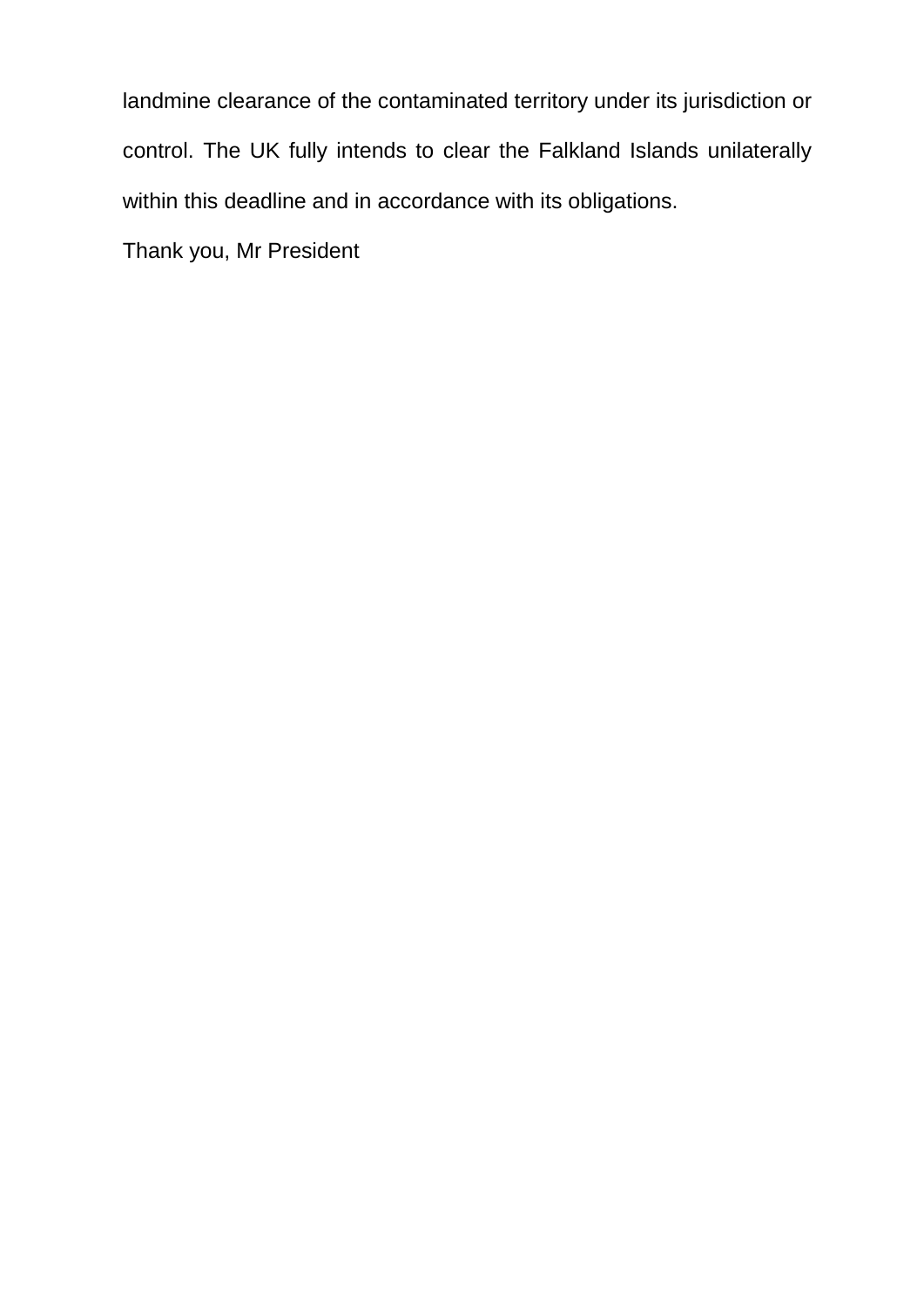landmine clearance of the contaminated territory under its jurisdiction or control. The UK fully intends to clear the Falkland Islands unilaterally within this deadline and in accordance with its obligations.

Thank you, Mr President